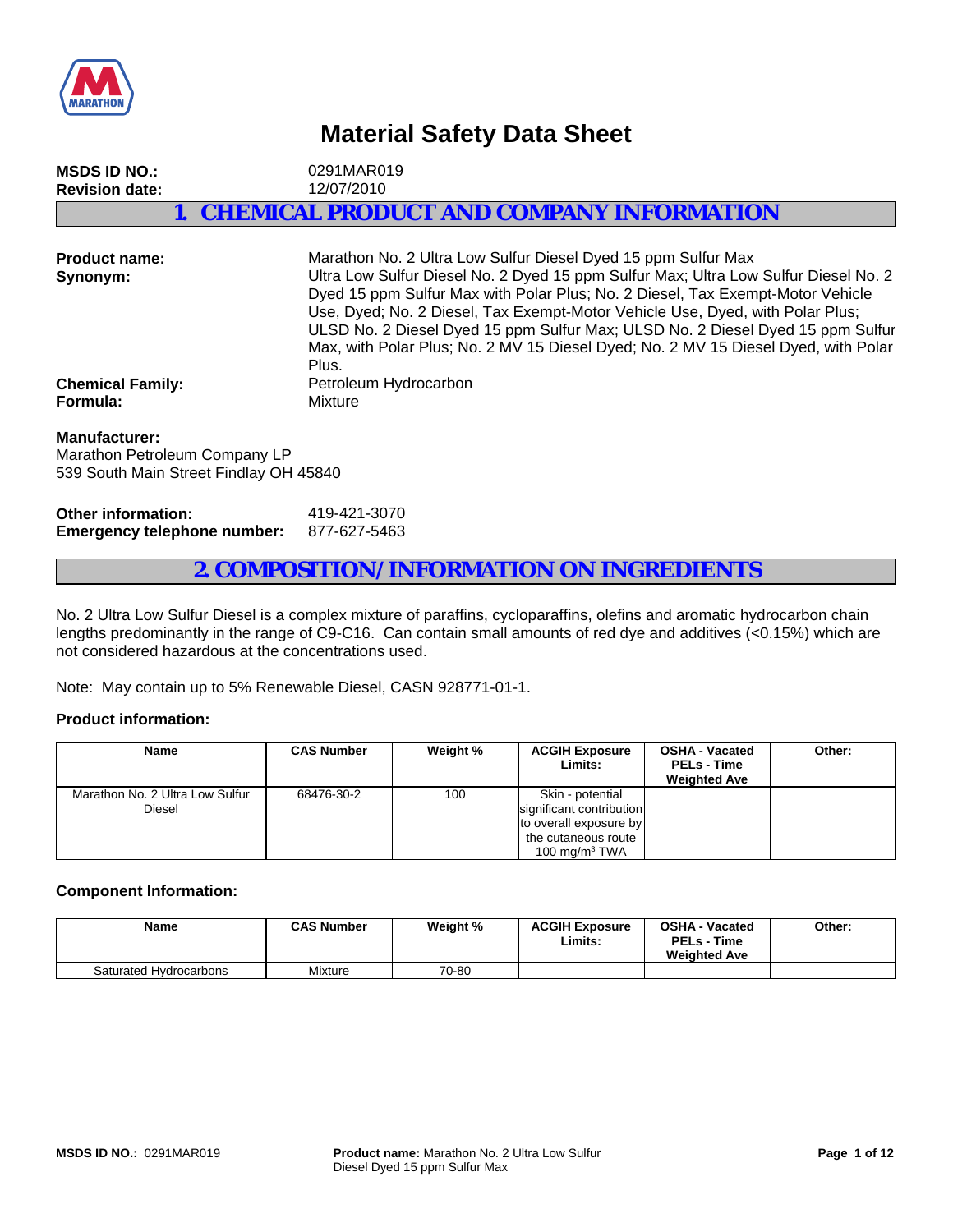# Material Safety Data Sheet

**MSDS ID NO.:** 0291MAR019
**Revision date:** 12/07/2010

## 1. CHEMICAL PRODUCT AND COMPANY INFORMATION

**Product name:** Marathon No. 2 Ultra Low Sulfur Diesel Dyed 15 ppm Sulfur Max

**Synonym:** Ultra Low Sulfur Diesel No. 2 Dyed 15 ppm Sulfur Max; Ultra Low Sulfur Diesel No. 2 Dyed 15 ppm Sulfur Max with Polar Plus; No. 2 Diesel, Tax Exempt-Motor Vehicle Use, Dyed; No. 2 Diesel, Tax Exempt-Motor Vehicle Use, Dyed, with Polar Plus; ULSD No. 2 Diesel Dyed 15 ppm Sulfur Max; ULSD No. 2 Diesel Dyed 15 ppm Sulfur Max, with Polar Plus; No. 2 MV 15 Diesel Dyed; No. 2 MV 15 Diesel Dyed, with Polar Plus.

**Chemical Family:** Petroleum Hydrocarbon

**Formula:** Mixture

**Manufacturer:**
Marathon Petroleum Company LP
539 South Main Street Findlay OH 45840

**Other information:** 419-421-3070
**Emergency telephone number:** 877-627-5463

## 2. COMPOSITION/INFORMATION ON INGREDIENTS

No. 2 Ultra Low Sulfur Diesel is a complex mixture of paraffins, cycloparaffins, olefins and aromatic hydrocarbon chain lengths predominantly in the range of C9-C16. Can contain small amounts of red dye and additives (<0.15%) which are not considered hazardous at the concentrations used.

Note: May contain up to 5% Renewable Diesel, CASN 928771-01-1.

### Product information:

| Name | CAS Number | Weight % | ACGIH Exposure Limits: | OSHA - Vacated PELs - Time Weighted Ave | Other: |
|---|---|---|---|---|---|
| Marathon No. 2 Ultra Low Sulfur Diesel | 68476-30-2 | 100 | Skin - potential significant contribution to overall exposure by the cutaneous route 100 $mg/m^3$ TWA | | |

### Component Information:

| Name | CAS Number | Weight % | ACGIH Exposure Limits: | OSHA - Vacated PELs - Time Weighted Ave | Other: |
|---|---|---|---|---|---|
| Saturated Hydrocarbons | Mixture | 70-80 | | | |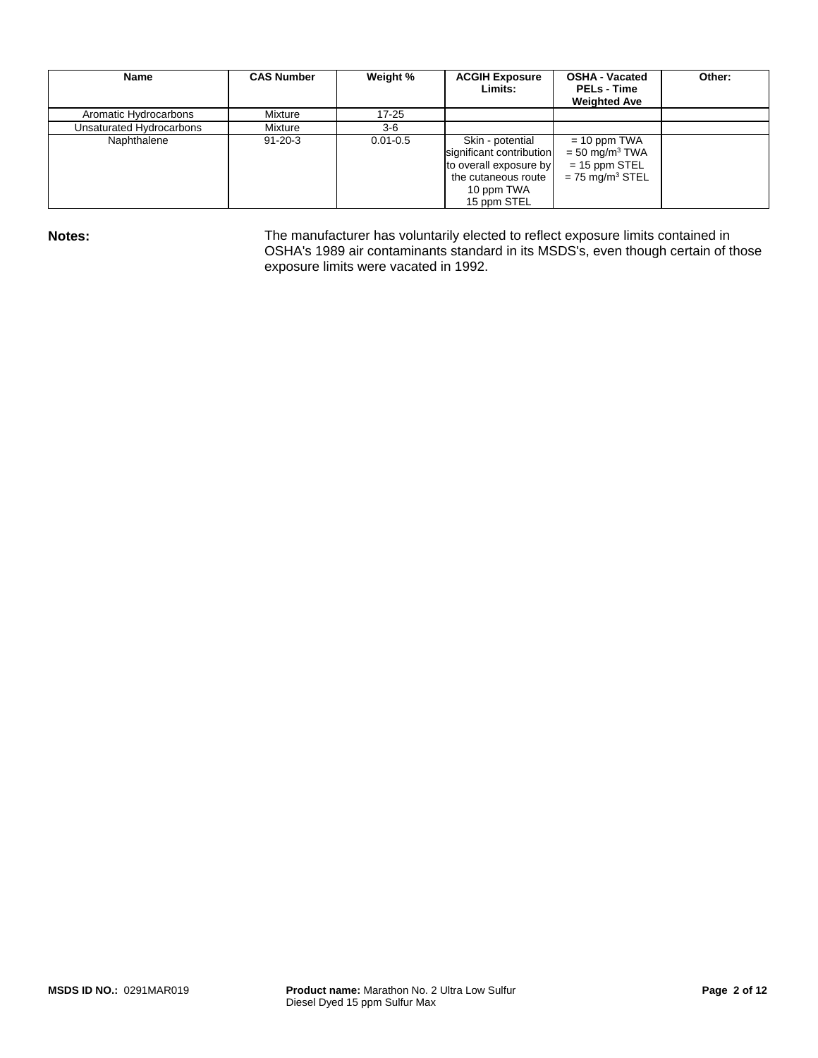| Name | CAS Number | Weight % | ACGIH Exposure Limits: | OSHA - Vacated PELs - Time Weighted Ave | Other: |
|---|---|---|---|---|---|
| Aromatic Hydrocarbons | Mixture | 17-25 | | | |
| Unsaturated Hydrocarbons | Mixture | 3-6 | | | |
| Naphthalene | 91-20-3 | 0.01-0.5 | Skin - potential significant contribution to overall exposure by the cutaneous route<br>10 ppm TWA<br>15 ppm STEL | = 10 ppm TWA<br>= 50 $mg/m^3$ TWA<br>= 15 ppm STEL<br>= 75 $mg/m^3$ STEL | |

**Notes:** The manufacturer has voluntarily elected to reflect exposure limits contained in OSHA's 1989 air contaminants standard in its MSDS's, even though certain of those exposure limits were vacated in 1992.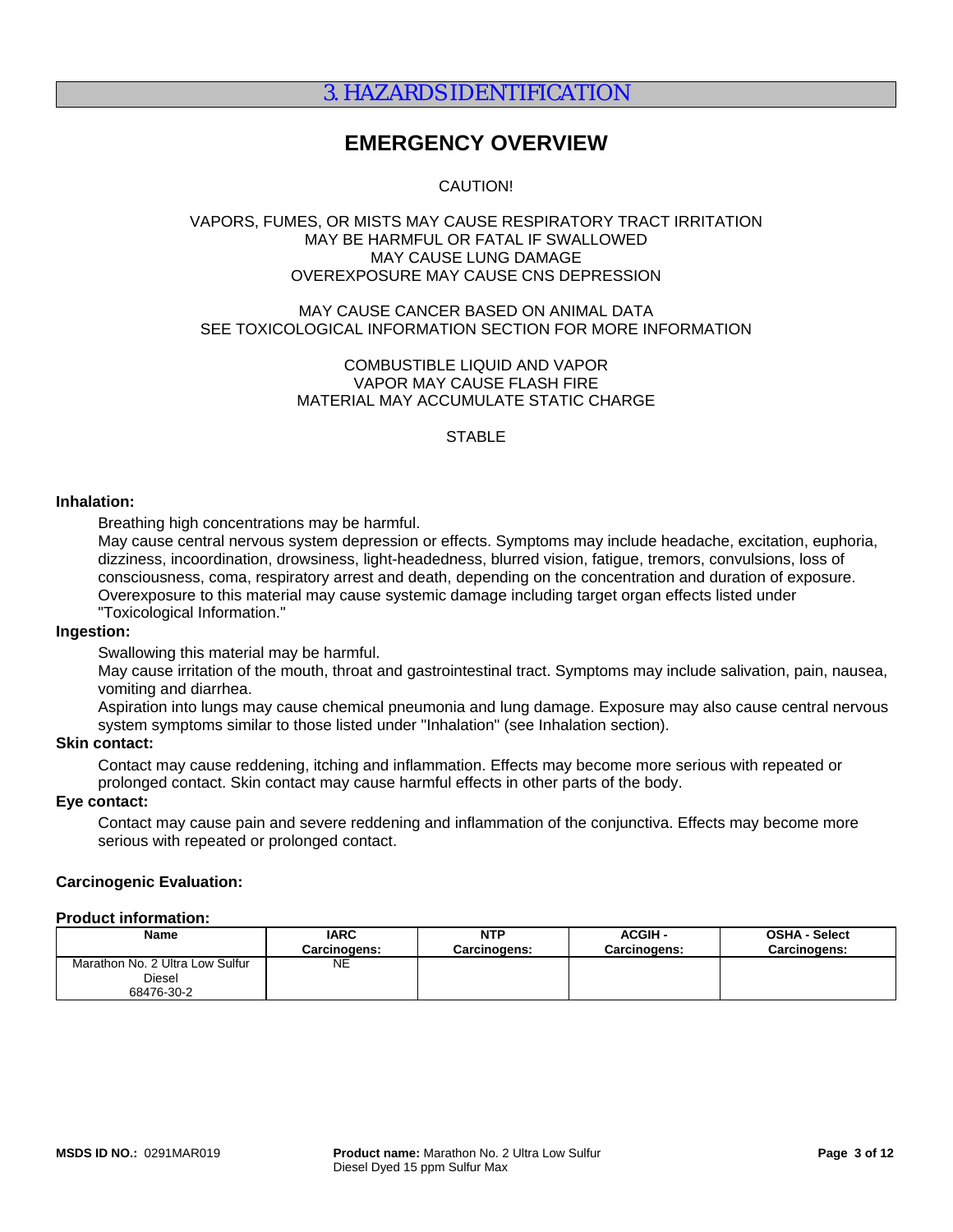## 3. HAZARDS IDENTIFICATION

### EMERGENCY OVERVIEW

CAUTION!

VAPORS, FUMES, OR MISTS MAY CAUSE RESPIRATORY TRACT IRRITATION
MAY BE HARMFUL OR FATAL IF SWALLOWED
MAY CAUSE LUNG DAMAGE
OVEREXPOSURE MAY CAUSE CNS DEPRESSION

MAY CAUSE CANCER BASED ON ANIMAL DATA
SEE TOXICOLOGICAL INFORMATION SECTION FOR MORE INFORMATION

COMBUSTIBLE LIQUID AND VAPOR
VAPOR MAY CAUSE FLASH FIRE
MATERIAL MAY ACCUMULATE STATIC CHARGE

STABLE

**Inhalation:**

Breathing high concentrations may be harmful.
May cause central nervous system depression or effects. Symptoms may include headache, excitation, euphoria, dizziness, incoordination, drowsiness, light-headedness, blurred vision, fatigue, tremors, convulsions, loss of consciousness, coma, respiratory arrest and death, depending on the concentration and duration of exposure.
Overexposure to this material may cause systemic damage including target organ effects listed under "Toxicological Information."

**Ingestion:**

Swallowing this material may be harmful.
May cause irritation of the mouth, throat and gastrointestinal tract. Symptoms may include salivation, pain, nausea, vomiting and diarrhea.
Aspiration into lungs may cause chemical pneumonia and lung damage. Exposure may also cause central nervous system symptoms similar to those listed under "Inhalation" (see Inhalation section).

**Skin contact:**

Contact may cause reddening, itching and inflammation. Effects may become more serious with repeated or prolonged contact. Skin contact may cause harmful effects in other parts of the body.

**Eye contact:**

Contact may cause pain and severe reddening and inflammation of the conjunctiva. Effects may become more serious with repeated or prolonged contact.

**Carcinogenic Evaluation:**

**Product information:**

| Name | IARC Carcinogens: | NTP Carcinogens: | ACGIH - Carcinogens: | OSHA - Select Carcinogens: |
|---|---|---|---|---|
| Marathon No. 2 Ultra Low Sulfur Diesel 68476-30-2 | NE | | | |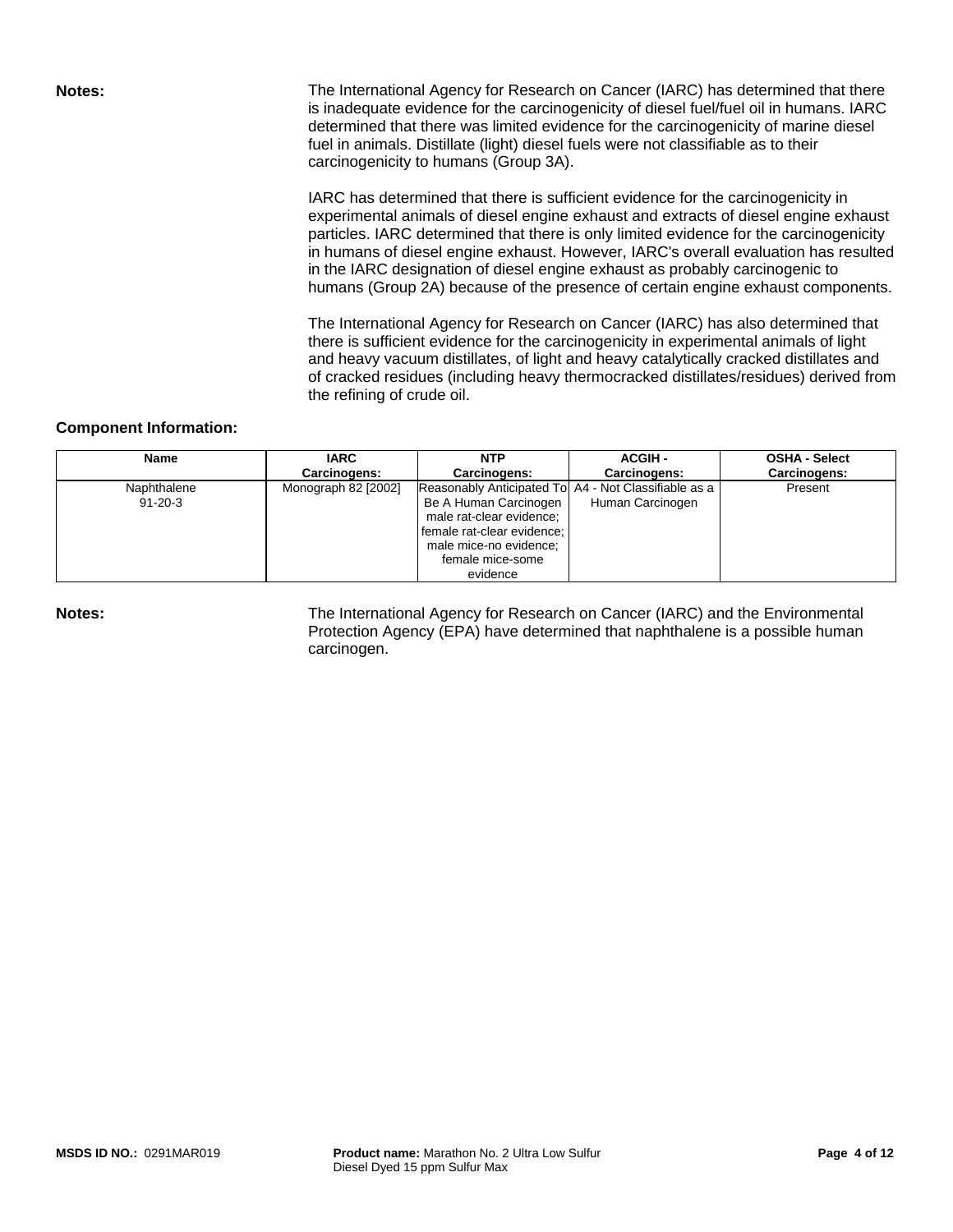**Notes:** The International Agency for Research on Cancer (IARC) has determined that there is inadequate evidence for the carcinogenicity of diesel fuel/fuel oil in humans. IARC determined that there was limited evidence for the carcinogenicity of marine diesel fuel in animals. Distillate (light) diesel fuels were not classifiable as to their carcinogenicity to humans (Group 3A).

IARC has determined that there is sufficient evidence for the carcinogenicity in experimental animals of diesel engine exhaust and extracts of diesel engine exhaust particles. IARC determined that there is only limited evidence for the carcinogenicity in humans of diesel engine exhaust. However, IARC's overall evaluation has resulted in the IARC designation of diesel engine exhaust as probably carcinogenic to humans (Group 2A) because of the presence of certain engine exhaust components.

The International Agency for Research on Cancer (IARC) has also determined that there is sufficient evidence for the carcinogenicity in experimental animals of light and heavy vacuum distillates, of light and heavy catalytically cracked distillates and of cracked residues (including heavy thermocracked distillates/residues) derived from the refining of crude oil.

**Component Information:**

| Name | IARC Carcinogens: | NTP Carcinogens: | ACGIH - Carcinogens: | OSHA - Select Carcinogens: |
|---|---|---|---|---|
| Naphthalene 91-20-3 | Monograph 82 [2002] | Reasonably Anticipated To Be A Human Carcinogen male rat-clear evidence; female rat-clear evidence; male mice-no evidence; female mice-some evidence | A4 - Not Classifiable as a Human Carcinogen | Present |

**Notes:** The International Agency for Research on Cancer (IARC) and the Environmental Protection Agency (EPA) have determined that naphthalene is a possible human carcinogen.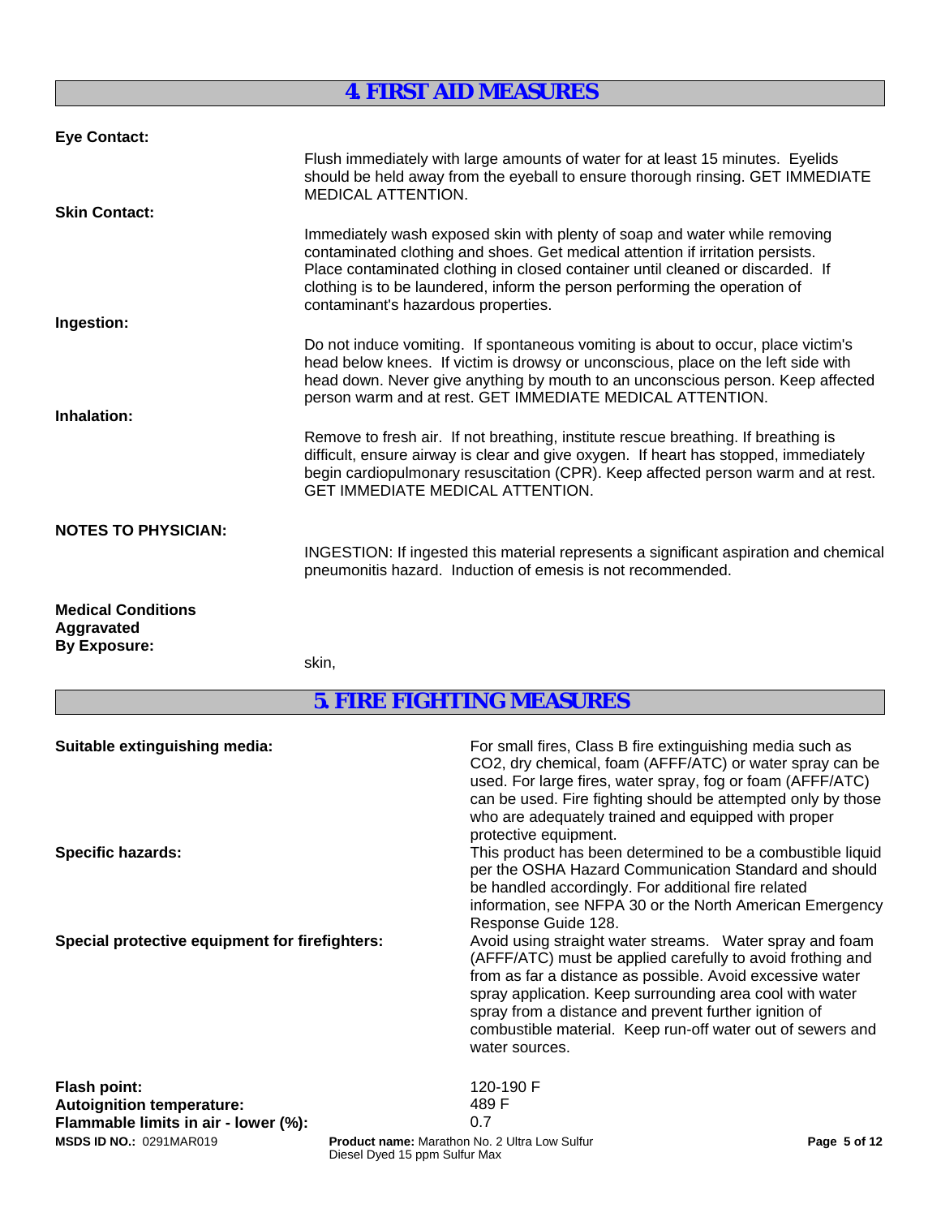## 4. FIRST AID MEASURES

**Eye Contact:**

Flush immediately with large amounts of water for at least 15 minutes. Eyelids should be held away from the eyeball to ensure thorough rinsing. GET IMMEDIATE MEDICAL ATTENTION.

**Skin Contact:**

Immediately wash exposed skin with plenty of soap and water while removing contaminated clothing and shoes. Get medical attention if irritation persists. Place contaminated clothing in closed container until cleaned or discarded. If clothing is to be laundered, inform the person performing the operation of contaminant's hazardous properties.

**Ingestion:**

Do not induce vomiting. If spontaneous vomiting is about to occur, place victim's head below knees. If victim is drowsy or unconscious, place on the left side with head down. Never give anything by mouth to an unconscious person. Keep affected person warm and at rest. GET IMMEDIATE MEDICAL ATTENTION.

**Inhalation:**

Remove to fresh air. If not breathing, institute rescue breathing. If breathing is difficult, ensure airway is clear and give oxygen. If heart has stopped, immediately begin cardiopulmonary resuscitation (CPR). Keep affected person warm and at rest. GET IMMEDIATE MEDICAL ATTENTION.

**NOTES TO PHYSICIAN:**

INGESTION: If ingested this material represents a significant aspiration and chemical pneumonitis hazard. Induction of emesis is not recommended.

**Medical Conditions Aggravated By Exposure:**

skin,

## 5. FIRE FIGHTING MEASURES

**Suitable extinguishing media:** For small fires, Class B fire extinguishing media such as $CO_2$, dry chemical, foam (AFFF/ATC) or water spray can be used. For large fires, water spray, fog or foam (AFFF/ATC) can be used. Fire fighting should be attempted only by those who are adequately trained and equipped with proper protective equipment.

**Specific hazards:** This product has been determined to be a combustible liquid per the OSHA Hazard Communication Standard and should be handled accordingly. For additional fire related information, see NFPA 30 or the North American Emergency Response Guide 128.

**Special protective equipment for firefighters:** Avoid using straight water streams. Water spray and foam (AFFF/ATC) must be applied carefully to avoid frothing and from as far a distance as possible. Avoid excessive water spray application. Keep surrounding area cool with water spray from a distance and prevent further ignition of combustible material. Keep run-off water out of sewers and water sources.

**Flash point:** 120-190 F
**Autoignition temperature:** 489 F
**Flammable limits in air - lower (%):** 0.7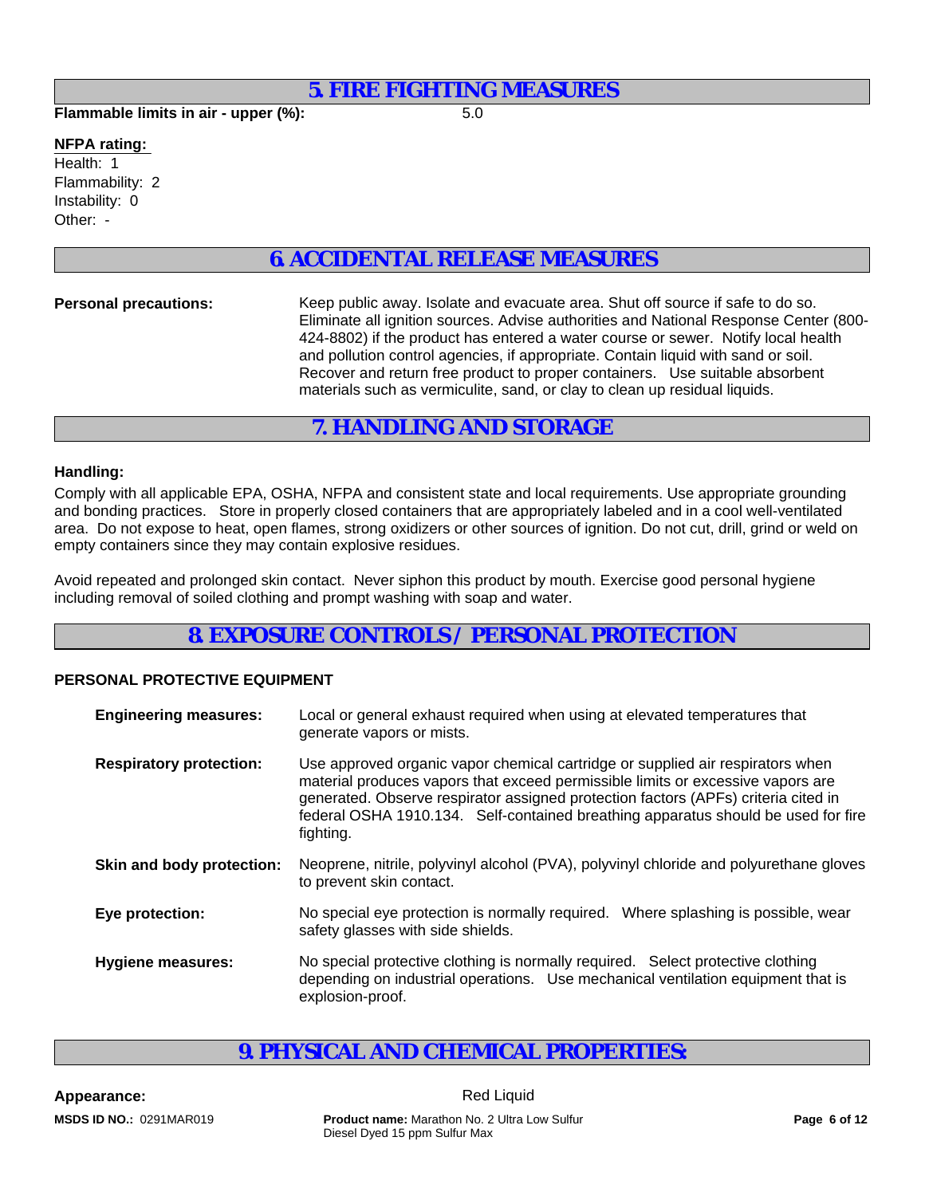## 5. FIRE FIGHTING MEASURES

**Flammable limits in air - upper (%):** 5.0

**NFPA rating:**

Health: 1
Flammability: 2
Instability: 0
Other: -

## 6. ACCIDENTAL RELEASE MEASURES

**Personal precautions:** Keep public away. Isolate and evacuate area. Shut off source if safe to do so. Eliminate all ignition sources. Advise authorities and National Response Center (800-424-8802) if the product has entered a water course or sewer. Notify local health and pollution control agencies, if appropriate. Contain liquid with sand or soil. Recover and return free product to proper containers. Use suitable absorbent materials such as vermiculite, sand, or clay to clean up residual liquids.

## 7. HANDLING AND STORAGE

**Handling:**

Comply with all applicable EPA, OSHA, NFPA and consistent state and local requirements. Use appropriate grounding and bonding practices. Store in properly closed containers that are appropriately labeled and in a cool well-ventilated area. Do not expose to heat, open flames, strong oxidizers or other sources of ignition. Do not cut, drill, grind or weld on empty containers since they may contain explosive residues.

Avoid repeated and prolonged skin contact. Never siphon this product by mouth. Exercise good personal hygiene including removal of soiled clothing and prompt washing with soap and water.

## 8. EXPOSURE CONTROLS / PERSONAL PROTECTION

**PERSONAL PROTECTIVE EQUIPMENT**

**Engineering measures:** Local or general exhaust required when using at elevated temperatures that generate vapors or mists.

**Respiratory protection:** Use approved organic vapor chemical cartridge or supplied air respirators when material produces vapors that exceed permissible limits or excessive vapors are generated. Observe respirator assigned protection factors (APFs) criteria cited in federal OSHA 1910.134. Self-contained breathing apparatus should be used for fire fighting.

**Skin and body protection:** Neoprene, nitrile, polyvinyl alcohol (PVA), polyvinyl chloride and polyurethane gloves to prevent skin contact.

**Eye protection:** No special eye protection is normally required. Where splashing is possible, wear safety glasses with side shields.

**Hygiene measures:** No special protective clothing is normally required. Select protective clothing depending on industrial operations. Use mechanical ventilation equipment that is explosion-proof.

## 9. PHYSICAL AND CHEMICAL PROPERTIES:

**Appearance:** Red Liquid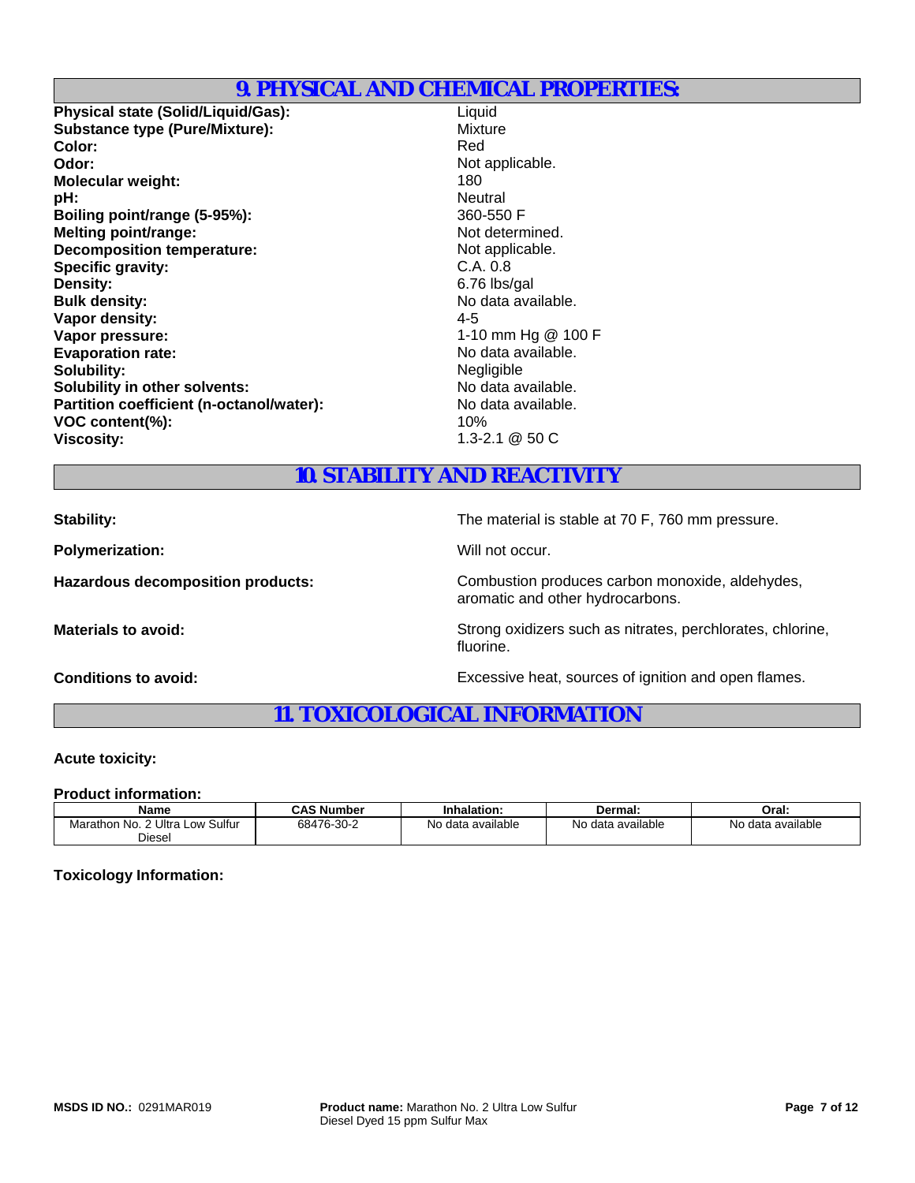## 9. PHYSICAL AND CHEMICAL PROPERTIES:

**Physical state (Solid/Liquid/Gas):** Liquid
**Substance type (Pure/Mixture):** Mixture
**Color:** Red
**Odor:** Not applicable.
**Molecular weight:** 180
**pH:** Neutral
**Boiling point/range (5-95%):** 360-550 F
**Melting point/range:** Not determined.
**Decomposition temperature:** Not applicable.
**Specific gravity:** C.A. 0.8
**Density:** 6.76 lbs/gal
**Bulk density:** No data available.
**Vapor density:** 4-5
**Vapor pressure:** 1-10 mm Hg @ 100 F
**Evaporation rate:** No data available.
**Solubility:** Negligible
**Solubility in other solvents:** No data available.
**Partition coefficient (n-octanol/water):** No data available.
**VOC content(%):** 10%
**Viscosity:** 1.3-2.1 @ 50 C

## 10. STABILITY AND REACTIVITY

**Stability:** The material is stable at 70 F, 760 mm pressure.

**Polymerization:** Will not occur.

**Hazardous decomposition products:** Combustion produces carbon monoxide, aldehydes, aromatic and other hydrocarbons.

**Materials to avoid:** Strong oxidizers such as nitrates, perchlorates, chlorine, fluorine.

**Conditions to avoid:** Excessive heat, sources of ignition and open flames.

## 11. TOXICOLOGICAL INFORMATION

**Acute toxicity:**

**Product information:**

| Name | CAS Number | Inhalation: | Dermal: | Oral: |
|---|---|---|---|---|
| Marathon No. 2 Ultra Low Sulfur Diesel | 68476-30-2 | No data available | No data available | No data available |

**Toxicology Information:**

**MSDS ID NO.:** 0291MAR019

**Product name:** Marathon No. 2 Ultra Low Sulfur Diesel Dyed 15 ppm Sulfur Max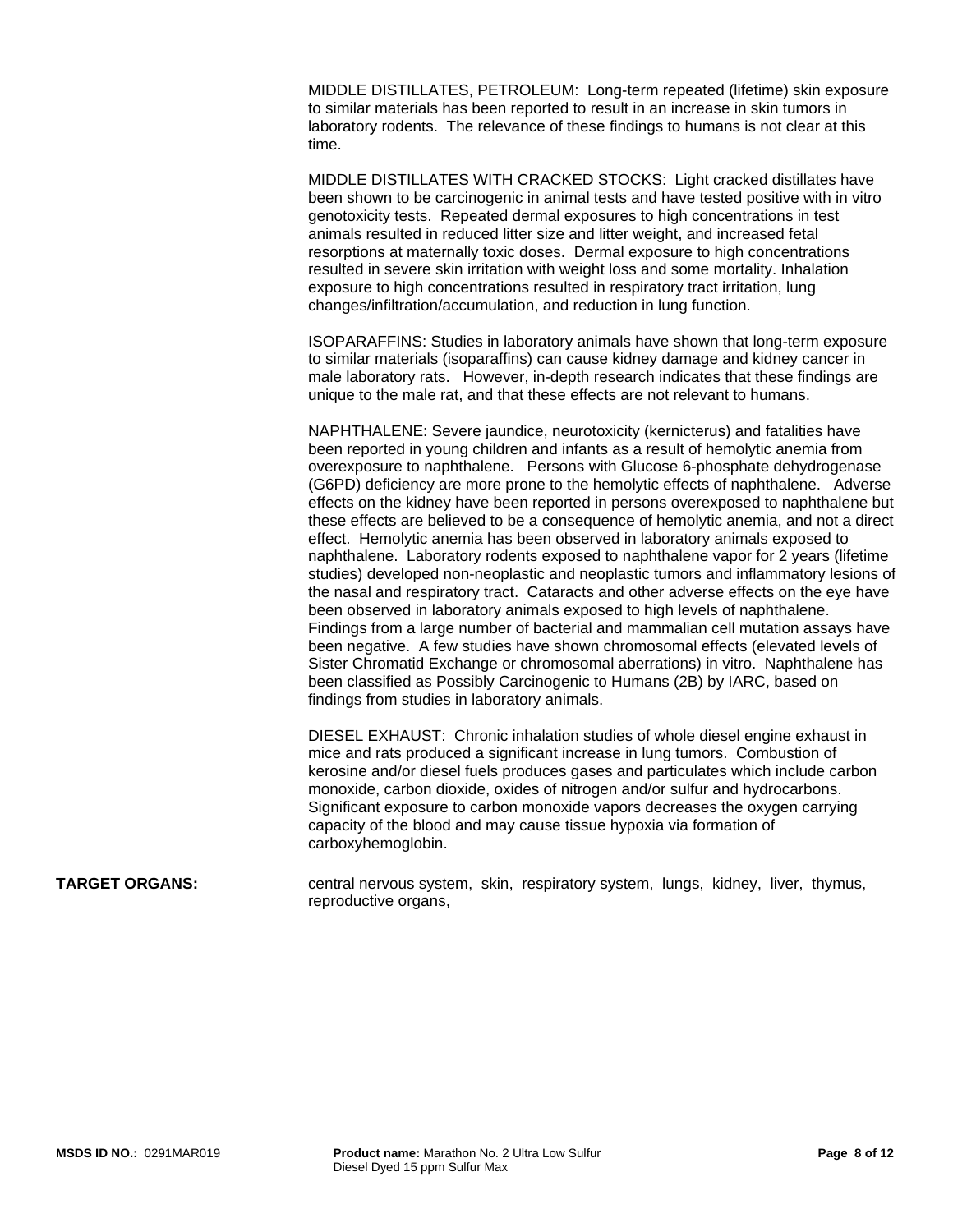MIDDLE DISTILLATES, PETROLEUM: Long-term repeated (lifetime) skin exposure to similar materials has been reported to result in an increase in skin tumors in laboratory rodents. The relevance of these findings to humans is not clear at this time.

MIDDLE DISTILLATES WITH CRACKED STOCKS: Light cracked distillates have been shown to be carcinogenic in animal tests and have tested positive with in vitro genotoxicity tests. Repeated dermal exposures to high concentrations in test animals resulted in reduced litter size and litter weight, and increased fetal resorptions at maternally toxic doses. Dermal exposure to high concentrations resulted in severe skin irritation with weight loss and some mortality. Inhalation exposure to high concentrations resulted in respiratory tract irritation, lung changes/infiltration/accumulation, and reduction in lung function.

ISOPARAFFINS: Studies in laboratory animals have shown that long-term exposure to similar materials (isoparaffins) can cause kidney damage and kidney cancer in male laboratory rats. However, in-depth research indicates that these findings are unique to the male rat, and that these effects are not relevant to humans.

NAPHTHALENE: Severe jaundice, neurotoxicity (kernicterus) and fatalities have been reported in young children and infants as a result of hemolytic anemia from overexposure to naphthalene. Persons with Glucose 6-phosphate dehydrogenase (G6PD) deficiency are more prone to the hemolytic effects of naphthalene. Adverse effects on the kidney have been reported in persons overexposed to naphthalene but these effects are believed to be a consequence of hemolytic anemia, and not a direct effect. Hemolytic anemia has been observed in laboratory animals exposed to naphthalene. Laboratory rodents exposed to naphthalene vapor for 2 years (lifetime studies) developed non-neoplastic and neoplastic tumors and inflammatory lesions of the nasal and respiratory tract. Cataracts and other adverse effects on the eye have been observed in laboratory animals exposed to high levels of naphthalene. Findings from a large number of bacterial and mammalian cell mutation assays have been negative. A few studies have shown chromosomal effects (elevated levels of Sister Chromatid Exchange or chromosomal aberrations) in vitro. Naphthalene has been classified as Possibly Carcinogenic to Humans (2B) by IARC, based on findings from studies in laboratory animals.

DIESEL EXHAUST: Chronic inhalation studies of whole diesel engine exhaust in mice and rats produced a significant increase in lung tumors. Combustion of kerosine and/or diesel fuels produces gases and particulates which include carbon monoxide, carbon dioxide, oxides of nitrogen and/or sulfur and hydrocarbons. Significant exposure to carbon monoxide vapors decreases the oxygen carrying capacity of the blood and may cause tissue hypoxia via formation of carboxyhemoglobin.

**TARGET ORGANS:** central nervous system, skin, respiratory system, lungs, kidney, liver, thymus, reproductive organs,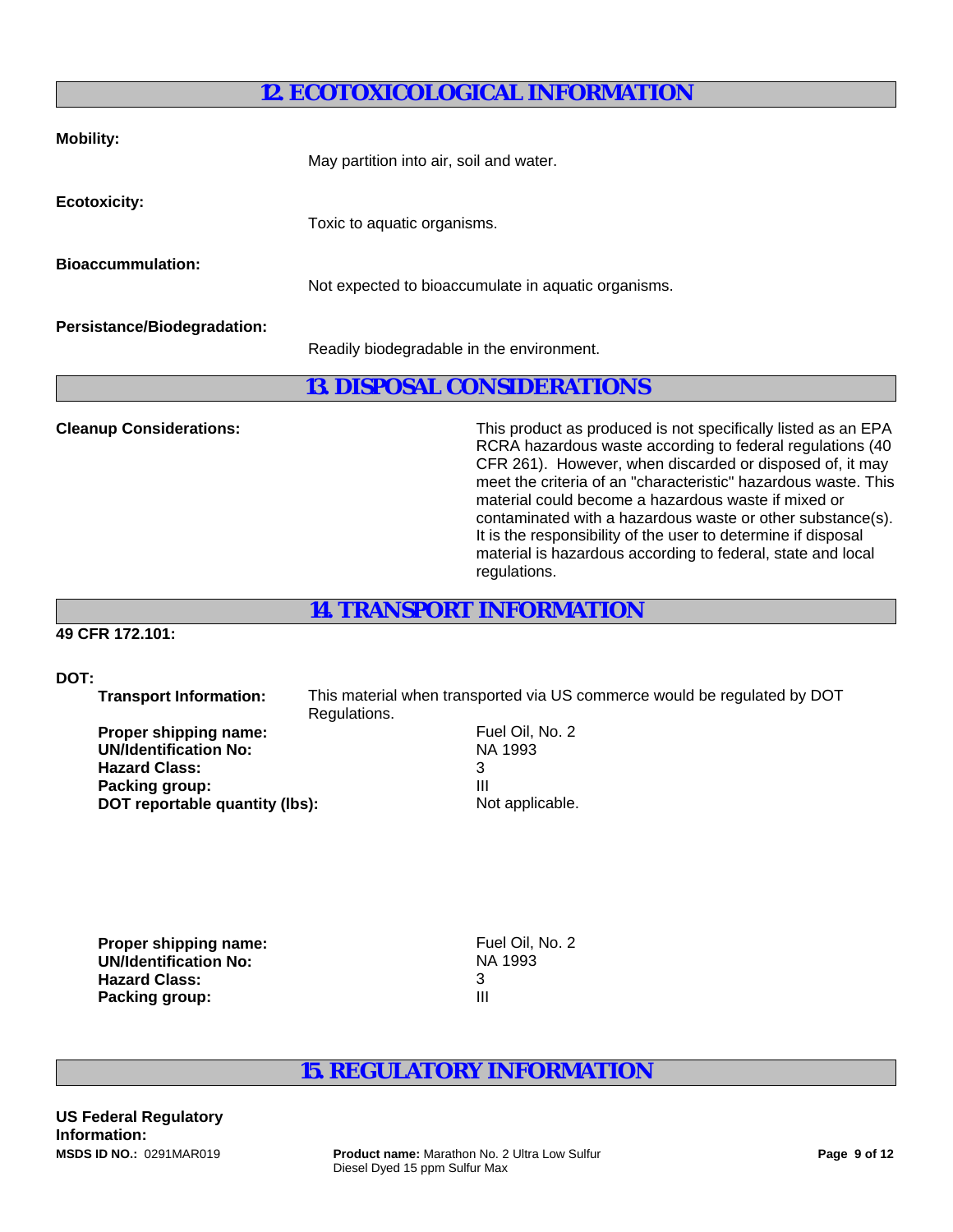## 12. ECOTOXICOLOGICAL INFORMATION

**Mobility:**

May partition into air, soil and water.

**Ecotoxicity:**

Toxic to aquatic organisms.

**Bioaccummulation:**

Not expected to bioaccumulate in aquatic organisms.

**Persistance/Biodegradation:**

Readily biodegradable in the environment.

## 13. DISPOSAL CONSIDERATIONS

**Cleanup Considerations:**

This product as produced is not specifically listed as an EPA RCRA hazardous waste according to federal regulations (40 CFR 261). However, when discarded or disposed of, it may meet the criteria of an "characteristic" hazardous waste. This material could become a hazardous waste if mixed or contaminated with a hazardous waste or other substance(s). It is the responsibility of the user to determine if disposal material is hazardous according to federal, state and local regulations.

## 14. TRANSPORT INFORMATION

**49 CFR 172.101:**

**DOT:**

**Transport Information:** This material when transported via US commerce would be regulated by DOT Regulations.

**Proper shipping name:** Fuel Oil, No. 2
**UN/Identification No:** NA 1993
**Hazard Class:** 3
**Packing group:** III
**DOT reportable quantity (lbs):** Not applicable.

**Proper shipping name:** Fuel Oil, No. 2
**UN/Identification No:** NA 1993
**Hazard Class:** 3
**Packing group:** III

## 15. REGULATORY INFORMATION

**US Federal Regulatory Information:**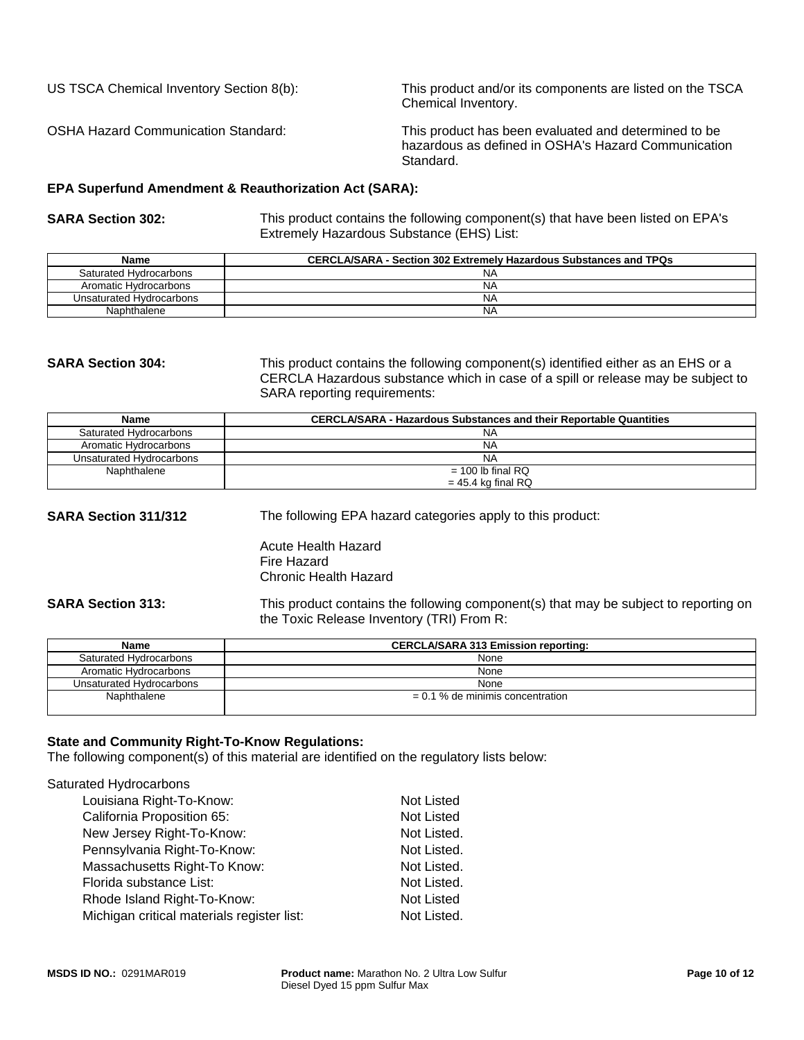US TSCA Chemical Inventory Section 8(b): This product and/or its components are listed on the TSCA Chemical Inventory.

OSHA Hazard Communication Standard: This product has been evaluated and determined to be hazardous as defined in OSHA's Hazard Communication Standard.

**EPA Superfund Amendment & Reauthorization Act (SARA):**

**SARA Section 302:** This product contains the following component(s) that have been listed on EPA's Extremely Hazardous Substance (EHS) List:

| Name | CERCLA/SARA - Section 302 Extremely Hazardous Substances and TPQs |
|---|---|
| Saturated Hydrocarbons | NA |
| Aromatic Hydrocarbons | NA |
| Unsaturated Hydrocarbons | NA |
| Naphthalene | NA |

**SARA Section 304:** This product contains the following component(s) identified either as an EHS or a CERCLA Hazardous substance which in case of a spill or release may be subject to SARA reporting requirements:

| Name | CERCLA/SARA - Hazardous Substances and their Reportable Quantities |
|---|---|
| Saturated Hydrocarbons | NA |
| Aromatic Hydrocarbons | NA |
| Unsaturated Hydrocarbons | NA |
| Naphthalene | = 100 lb final RQ<br>= 45.4 kg final RQ |

**SARA Section 311/312** The following EPA hazard categories apply to this product:

Acute Health Hazard
Fire Hazard
Chronic Health Hazard

**SARA Section 313:** This product contains the following component(s) that may be subject to reporting on the Toxic Release Inventory (TRI) From R:

| Name | CERCLA/SARA 313 Emission reporting: |
|---|---|
| Saturated Hydrocarbons | None |
| Aromatic Hydrocarbons | None |
| Unsaturated Hydrocarbons | None |
| Naphthalene | = 0.1 % de minimis concentration |

**State and Community Right-To-Know Regulations:**
The following component(s) of this material are identified on the regulatory lists below:

Saturated Hydrocarbons

- Louisiana Right-To-Know: Not Listed
- California Proposition 65: Not Listed
- New Jersey Right-To-Know: Not Listed.
- Pennsylvania Right-To-Know: Not Listed.
- Massachusetts Right-To Know: Not Listed.
- Florida substance List: Not Listed.
- Rhode Island Right-To-Know: Not Listed
- Michigan critical materials register list: Not Listed.

**MSDS ID NO.:** 0291MAR019 **Product name:** Marathon No. 2 Ultra Low Sulfur Diesel Dyed 15 ppm Sulfur Max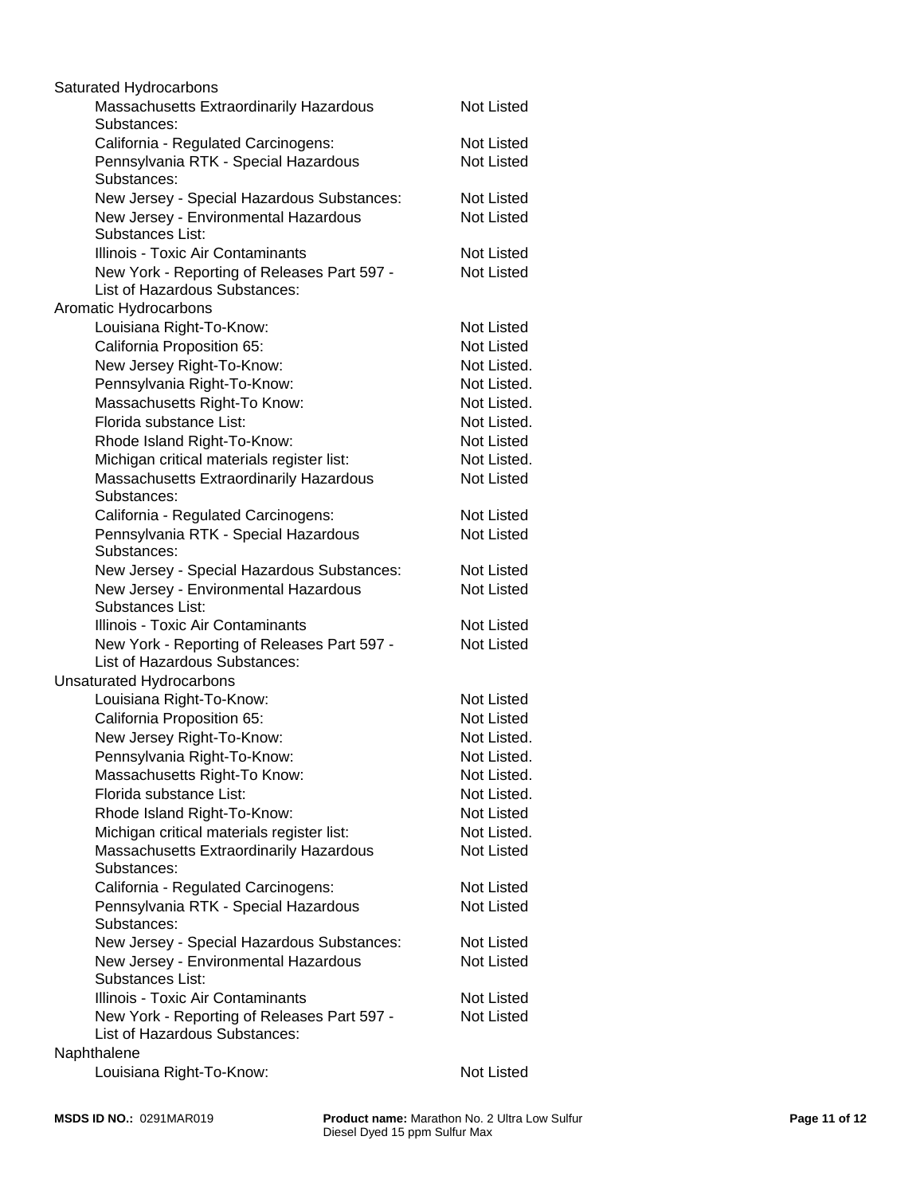Saturated Hydrocarbons

| | |
|---|---|
| Massachusetts Extraordinarily Hazardous Substances: | Not Listed |
| California - Regulated Carcinogens: | Not Listed |
| Pennsylvania RTK - Special Hazardous Substances: | Not Listed |
| New Jersey - Special Hazardous Substances: | Not Listed |
| New Jersey - Environmental Hazardous Substances List: | Not Listed |
| Illinois - Toxic Air Contaminants | Not Listed |
| New York - Reporting of Releases Part 597 - List of Hazardous Substances: | Not Listed |

Aromatic Hydrocarbons

| | |
|---|---|
| Louisiana Right-To-Know: | Not Listed |
| California Proposition 65: | Not Listed |
| New Jersey Right-To-Know: | Not Listed. |
| Pennsylvania Right-To-Know: | Not Listed. |
| Massachusetts Right-To Know: | Not Listed. |
| Florida substance List: | Not Listed. |
| Rhode Island Right-To-Know: | Not Listed |
| Michigan critical materials register list: | Not Listed. |
| Massachusetts Extraordinarily Hazardous Substances: | Not Listed |
| California - Regulated Carcinogens: | Not Listed |
| Pennsylvania RTK - Special Hazardous Substances: | Not Listed |
| New Jersey - Special Hazardous Substances: | Not Listed |
| New Jersey - Environmental Hazardous Substances List: | Not Listed |
| Illinois - Toxic Air Contaminants | Not Listed |
| New York - Reporting of Releases Part 597 - List of Hazardous Substances: | Not Listed |

Unsaturated Hydrocarbons

| | |
|---|---|
| Louisiana Right-To-Know: | Not Listed |
| California Proposition 65: | Not Listed |
| New Jersey Right-To-Know: | Not Listed. |
| Pennsylvania Right-To-Know: | Not Listed. |
| Massachusetts Right-To Know: | Not Listed. |
| Florida substance List: | Not Listed. |
| Rhode Island Right-To-Know: | Not Listed |
| Michigan critical materials register list: | Not Listed. |
| Massachusetts Extraordinarily Hazardous Substances: | Not Listed |
| California - Regulated Carcinogens: | Not Listed |
| Pennsylvania RTK - Special Hazardous Substances: | Not Listed |
| New Jersey - Special Hazardous Substances: | Not Listed |
| New Jersey - Environmental Hazardous Substances List: | Not Listed |
| Illinois - Toxic Air Contaminants | Not Listed |
| New York - Reporting of Releases Part 597 - List of Hazardous Substances: | Not Listed |

Naphthalene

| | |
|---|---|
| Louisiana Right-To-Know: | Not Listed |

**MSDS ID NO.:** 0291MAR019 **Product name:** Marathon No. 2 Ultra Low Sulfur Diesel Dyed 15 ppm Sulfur Max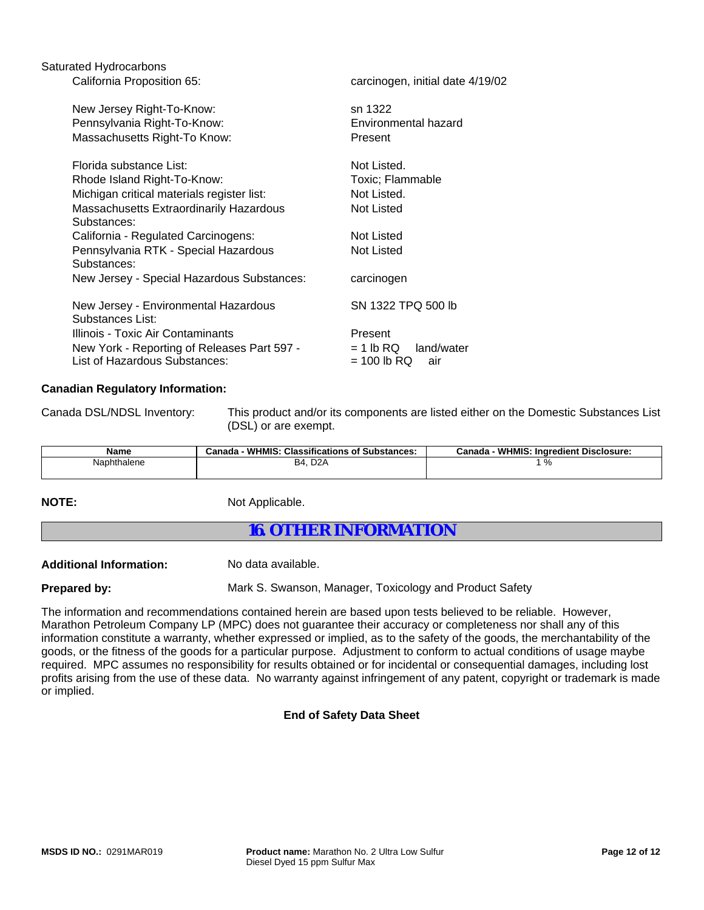Saturated Hydrocarbons

| | |
|---|---|
| California Proposition 65: | carcinogen, initial date 4/19/02 |
| New Jersey Right-To-Know: | sn 1322 |
| Pennsylvania Right-To-Know: | Environmental hazard |
| Massachusetts Right-To Know: | Present |
| Florida substance List: | Not Listed. |
| Rhode Island Right-To-Know: | Toxic; Flammable |
| Michigan critical materials register list: | Not Listed. |
| Massachusetts Extraordinarily Hazardous Substances: | Not Listed |
| California - Regulated Carcinogens: | Not Listed |
| Pennsylvania RTK - Special Hazardous Substances: | Not Listed |
| New Jersey - Special Hazardous Substances: | carcinogen |
| New Jersey - Environmental Hazardous Substances List: | SN 1322 TPQ 500 lb |
| Illinois - Toxic Air Contaminants | Present |
| New York - Reporting of Releases Part 597 - List of Hazardous Substances: | = 1 lb RQ land/water<br>= 100 lb RQ air |

**Canadian Regulatory Information:**

Canada DSL/NDSL Inventory: This product and/or its components are listed either on the Domestic Substances List (DSL) or are exempt.

| Name | Canada - WHMIS: Classifications of Substances: | Canada - WHMIS: Ingredient Disclosure: |
|---|---|---|
| Naphthalene | B4, D2A | 1 % |

**NOTE:** Not Applicable.

## 16. OTHER INFORMATION

**Additional Information:** No data available.

**Prepared by:** Mark S. Swanson, Manager, Toxicology and Product Safety

The information and recommendations contained herein are based upon tests believed to be reliable. However, Marathon Petroleum Company LP (MPC) does not guarantee their accuracy or completeness nor shall any of this information constitute a warranty, whether expressed or implied, as to the safety of the goods, the merchantability of the goods, or the fitness of the goods for a particular purpose. Adjustment to conform to actual conditions of usage maybe required. MPC assumes no responsibility for results obtained or for incidental or consequential damages, including lost profits arising from the use of these data. No warranty against infringement of any patent, copyright or trademark is made or implied.

**End of Safety Data Sheet**